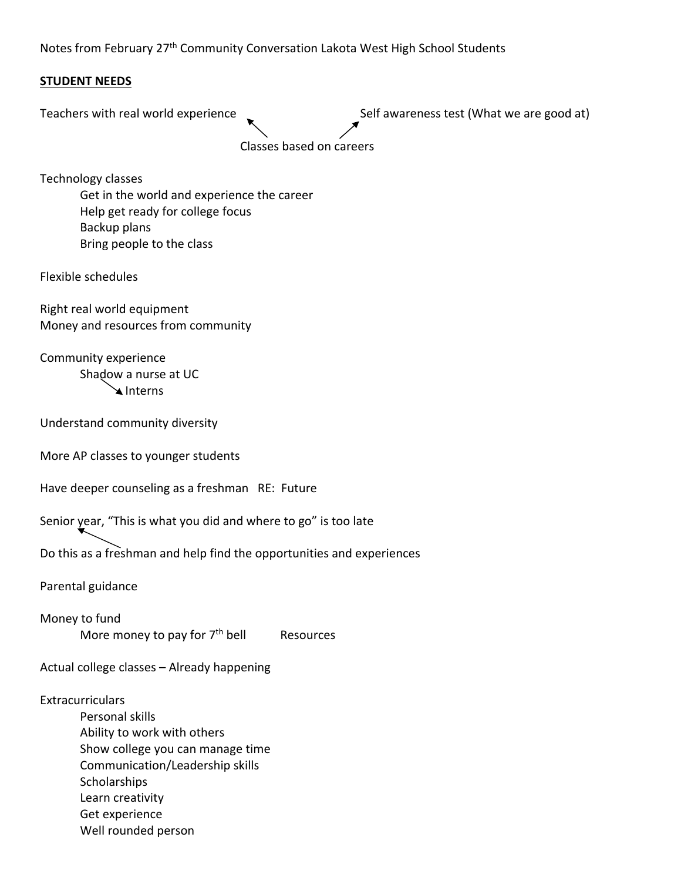Notes from February 27th Community Conversation Lakota West High School Students

**STUDENT NEEDS**

Teachers with real world experience ↖ ↗ Self awareness test (What we are good at)

Classes based on careers

Technology classes

- Get in the world and experience the career
- Help get ready for college focus
- Backup plans
- Bring people to the class

Flexible schedules

Right real world equipment
Money and resources from community

Community experience

- Shadow a nurse at UC
  - → Interns

Understand community diversity

More AP classes to younger students

Have deeper counseling as a freshman RE: Future

Senior year, "This is what you did and where to go" is too late

Do this as a freshman and help find the opportunities and experiences

Parental guidance

Money to fund

- More money to pay for 7th bell Resources

Actual college classes – Already happening

Extracurriculars

- Personal skills
- Ability to work with others
- Show college you can manage time
- Communication/Leadership skills
- Scholarships
- Learn creativity
- Get experience
- Well rounded person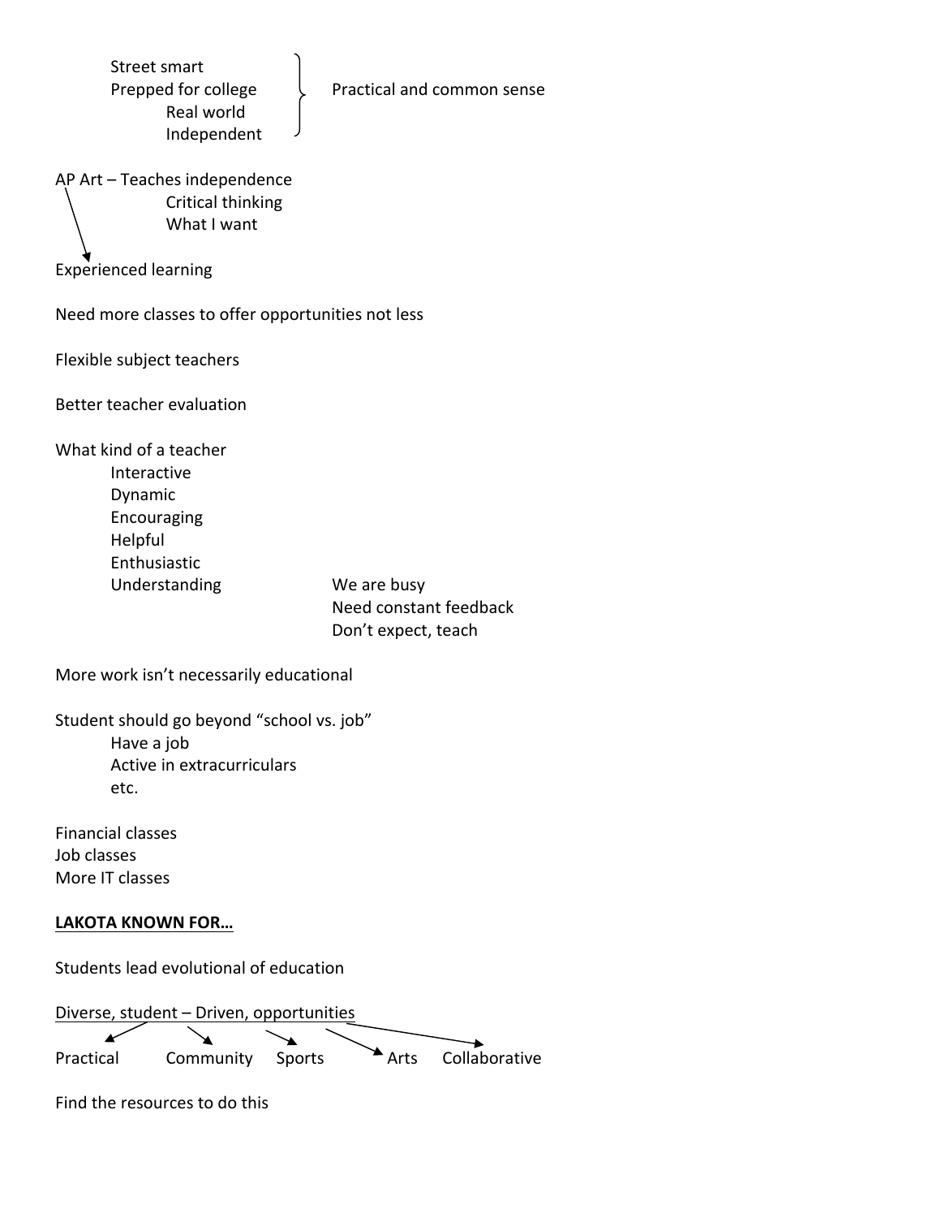- Street smart
- Prepped for college
  - Real world
  - Independent

} Practical and common sense

AP Art – Teaches independence
- Critical thinking
- What I want

→ Experienced learning

Need more classes to offer opportunities not less

Flexible subject teachers

Better teacher evaluation

What kind of a teacher
- Interactive
- Dynamic
- Encouraging
- Helpful
- Enthusiastic
- Understanding

We are busy
Need constant feedback
Don't expect, teach

More work isn't necessarily educational

Student should go beyond "school vs. job"
- Have a job
- Active in extracurriculars
- etc.

Financial classes
Job classes
More IT classes

**LAKOTA KNOWN FOR…**

Students lead evolutional of education

Diverse, student – Driven, opportunities
→ Practical, Community, Sports, Arts, Collaborative

Find the resources to do this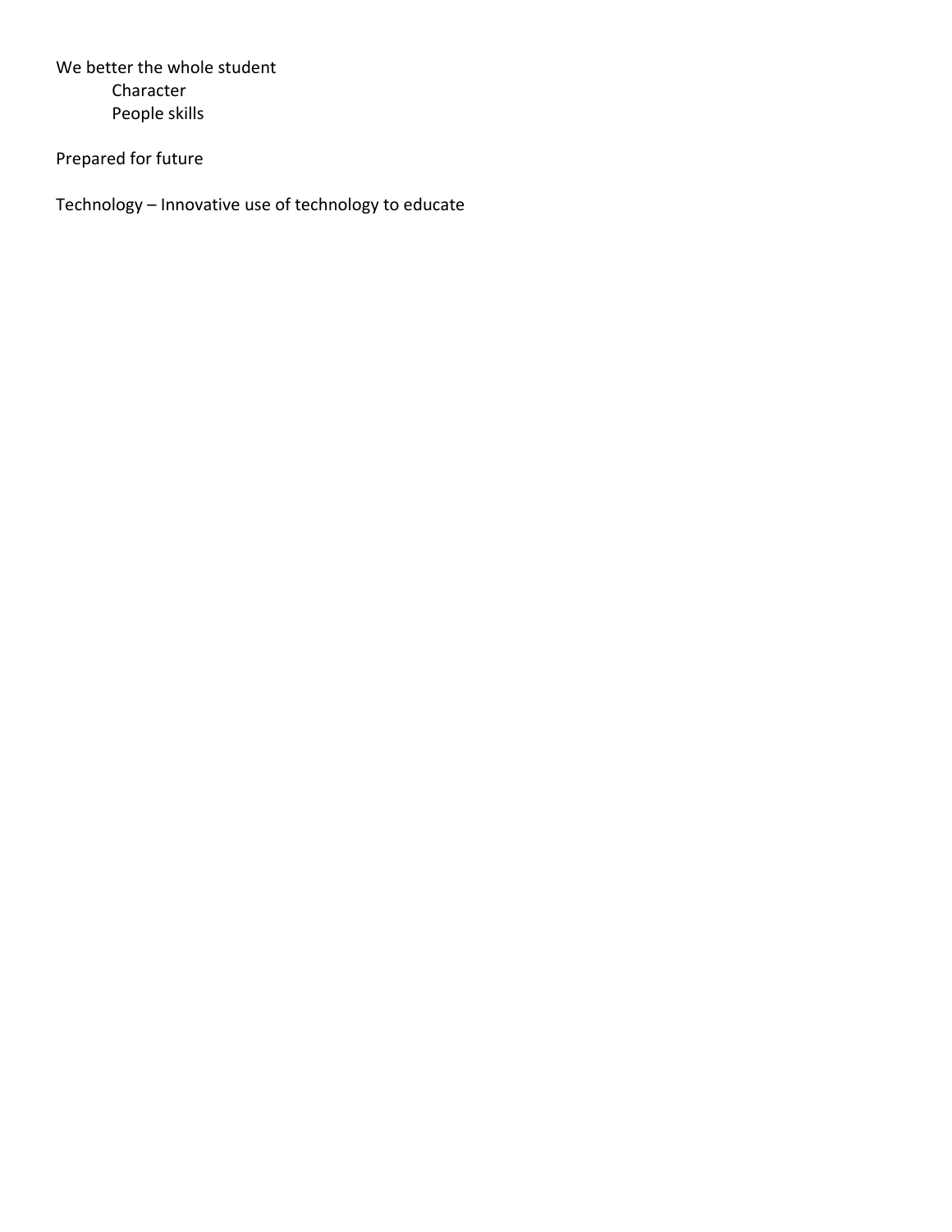We better the whole student

- Character
- People skills

Prepared for future

Technology – Innovative use of technology to educate